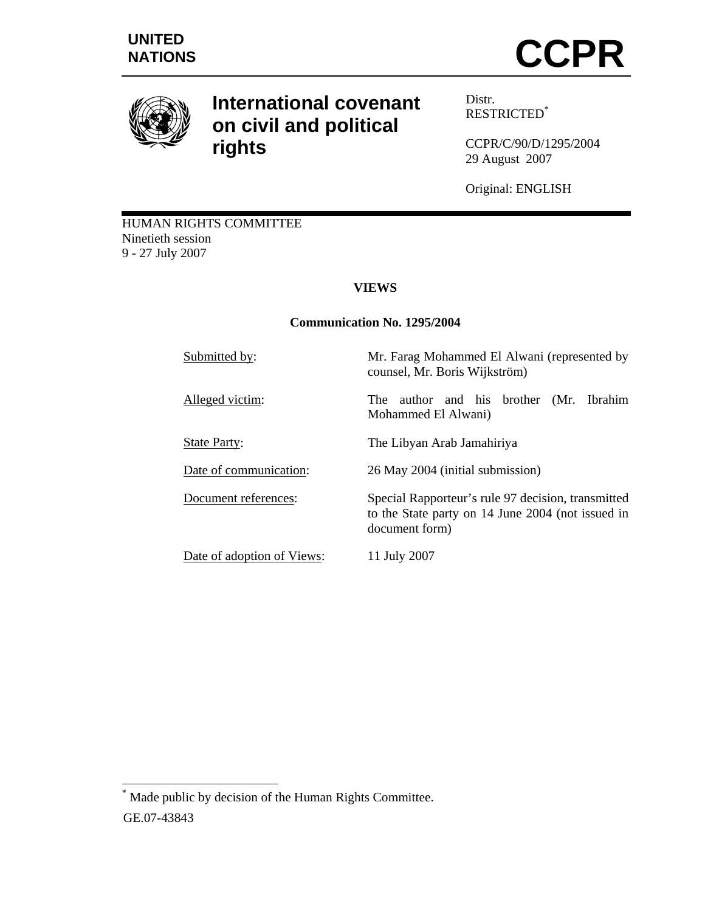UNITED NATIONS

# CCPR

## International covenant on civil and political rights

Distr.
RESTRICTED*

CCPR/C/90/D/1295/2004
29 August 2007

Original: ENGLISH

HUMAN RIGHTS COMMITTEE
Ninetieth session
9 - 27 July 2007

**VIEWS**

**Communication No. 1295/2004**

| | |
|---|---|
| Submitted by: | Mr. Farag Mohammed El Alwani (represented by counsel, Mr. Boris Wijkström) |
| Alleged victim: | The author and his brother (Mr. Ibrahim Mohammed El Alwani) |
| State Party: | The Libyan Arab Jamahiriya |
| Date of communication: | 26 May 2004 (initial submission) |
| Document references: | Special Rapporteur's rule 97 decision, transmitted to the State party on 14 June 2004 (not issued in document form) |
| Date of adoption of Views: | 11 July 2007 |

* Made public by decision of the Human Rights Committee.

GE.07-43843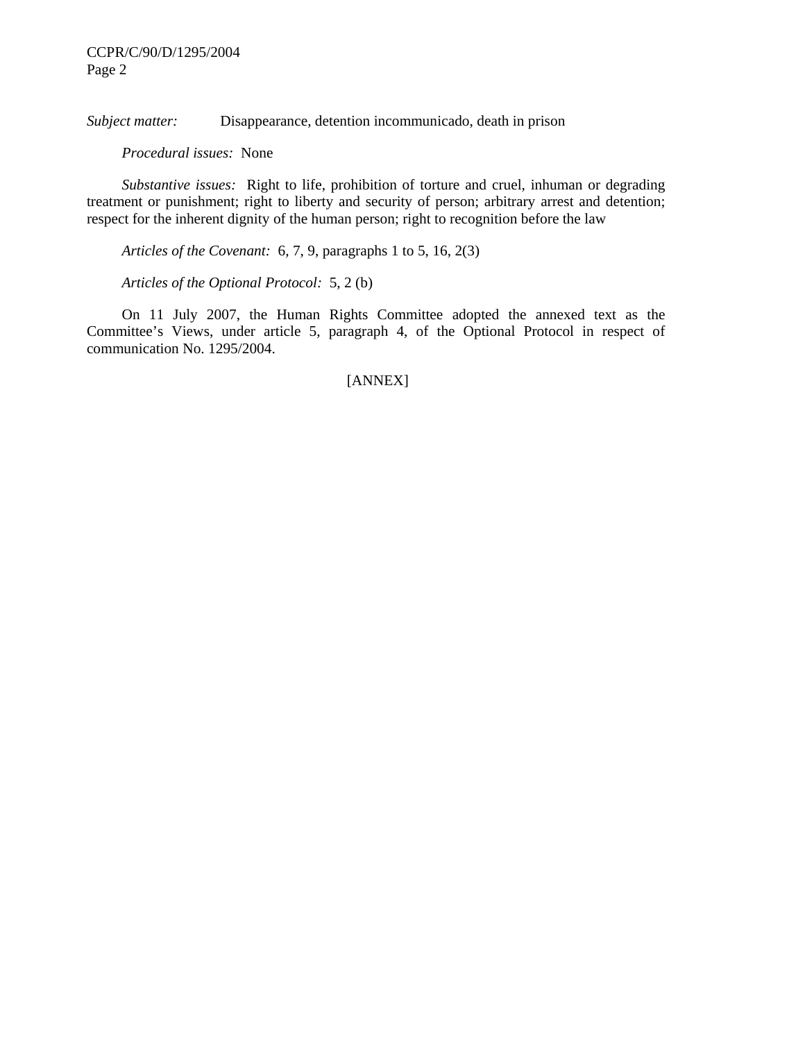*Subject matter:* Disappearance, detention incommunicado, death in prison

*Procedural issues:* None

*Substantive issues:* Right to life, prohibition of torture and cruel, inhuman or degrading treatment or punishment; right to liberty and security of person; arbitrary arrest and detention; respect for the inherent dignity of the human person; right to recognition before the law

*Articles of the Covenant:* 6, 7, 9, paragraphs 1 to 5, 16, 2(3)

*Articles of the Optional Protocol:* 5, 2 (b)

On 11 July 2007, the Human Rights Committee adopted the annexed text as the Committee's Views, under article 5, paragraph 4, of the Optional Protocol in respect of communication No. 1295/2004.

[ANNEX]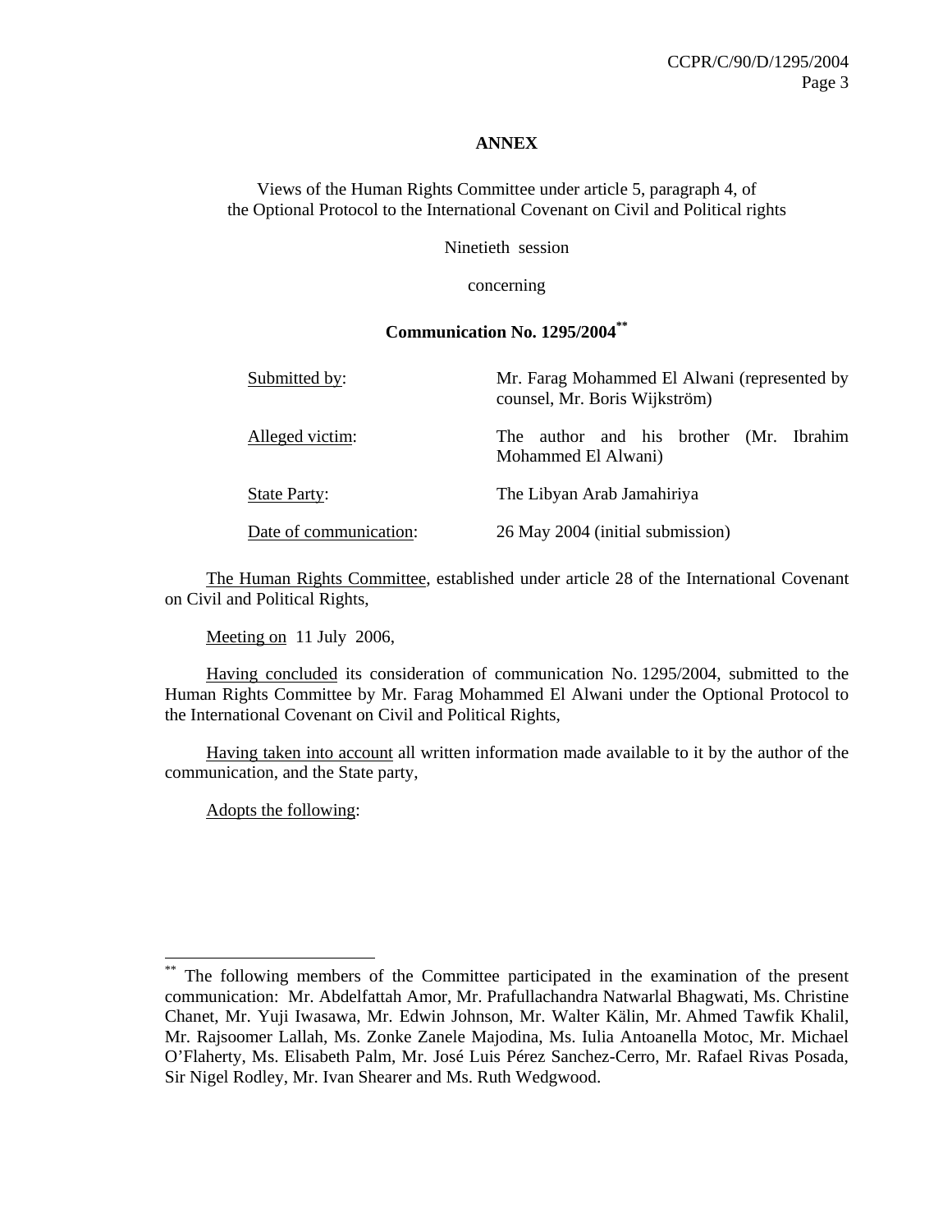**ANNEX**

Views of the Human Rights Committee under article 5, paragraph 4, of the Optional Protocol to the International Covenant on Civil and Political rights

Ninetieth session

concerning

**Communication No. 1295/2004[**]**

| | |
|---|---|
| Submitted by: | Mr. Farag Mohammed El Alwani (represented by counsel, Mr. Boris Wijkström) |
| Alleged victim: | The author and his brother (Mr. Ibrahim Mohammed El Alwani) |
| State Party: | The Libyan Arab Jamahiriya |
| Date of communication: | 26 May 2004 (initial submission) |

The Human Rights Committee, established under article 28 of the International Covenant on Civil and Political Rights,

Meeting on 11 July 2006,

Having concluded its consideration of communication No. 1295/2004, submitted to the Human Rights Committee by Mr. Farag Mohammed El Alwani under the Optional Protocol to the International Covenant on Civil and Political Rights,

Having taken into account all written information made available to it by the author of the communication, and the State party,

Adopts the following:

---

[**] The following members of the Committee participated in the examination of the present communication: Mr. Abdelfattah Amor, Mr. Prafullachandra Natwarlal Bhagwati, Ms. Christine Chanet, Mr. Yuji Iwasawa, Mr. Edwin Johnson, Mr. Walter Kälin, Mr. Ahmed Tawfik Khalil, Mr. Rajsoomer Lallah, Ms. Zonke Zanele Majodina, Ms. Iulia Antoanella Motoc, Mr. Michael O'Flaherty, Ms. Elisabeth Palm, Mr. José Luis Pérez Sanchez-Cerro, Mr. Rafael Rivas Posada, Sir Nigel Rodley, Mr. Ivan Shearer and Ms. Ruth Wedgwood.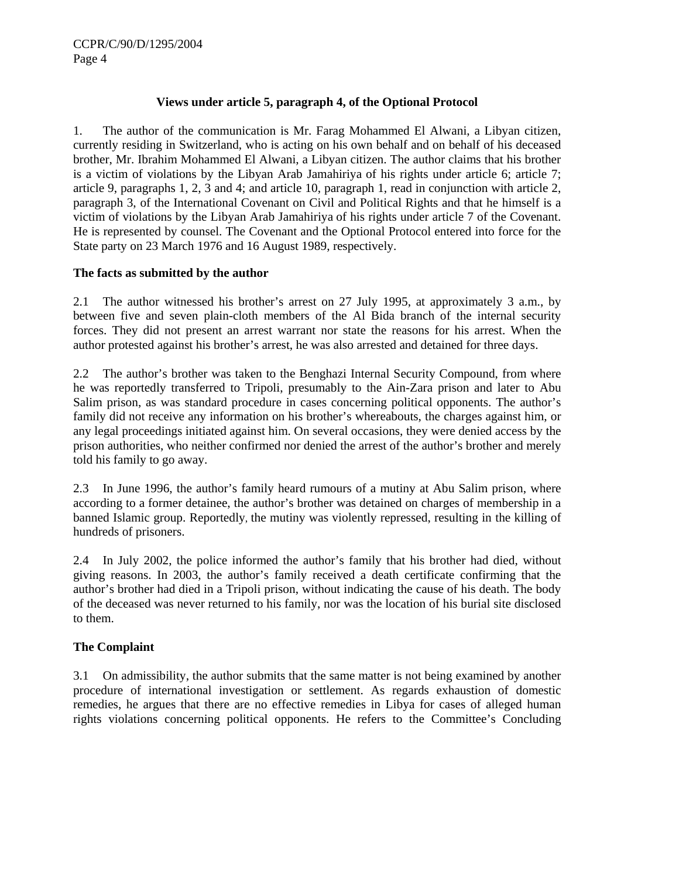## Views under article 5, paragraph 4, of the Optional Protocol

1. The author of the communication is Mr. Farag Mohammed El Alwani, a Libyan citizen, currently residing in Switzerland, who is acting on his own behalf and on behalf of his deceased brother, Mr. Ibrahim Mohammed El Alwani, a Libyan citizen. The author claims that his brother is a victim of violations by the Libyan Arab Jamahiriya of his rights under article 6; article 7; article 9, paragraphs 1, 2, 3 and 4; and article 10, paragraph 1, read in conjunction with article 2, paragraph 3, of the International Covenant on Civil and Political Rights and that he himself is a victim of violations by the Libyan Arab Jamahiriya of his rights under article 7 of the Covenant. He is represented by counsel. The Covenant and the Optional Protocol entered into force for the State party on 23 March 1976 and 16 August 1989, respectively.

### The facts as submitted by the author

2.1 The author witnessed his brother's arrest on 27 July 1995, at approximately 3 a.m., by between five and seven plain-cloth members of the Al Bida branch of the internal security forces. They did not present an arrest warrant nor state the reasons for his arrest. When the author protested against his brother's arrest, he was also arrested and detained for three days.

2.2 The author's brother was taken to the Benghazi Internal Security Compound, from where he was reportedly transferred to Tripoli, presumably to the Ain-Zara prison and later to Abu Salim prison, as was standard procedure in cases concerning political opponents. The author's family did not receive any information on his brother's whereabouts, the charges against him, or any legal proceedings initiated against him. On several occasions, they were denied access by the prison authorities, who neither confirmed nor denied the arrest of the author's brother and merely told his family to go away.

2.3 In June 1996, the author's family heard rumours of a mutiny at Abu Salim prison, where according to a former detainee, the author's brother was detained on charges of membership in a banned Islamic group. Reportedly, the mutiny was violently repressed, resulting in the killing of hundreds of prisoners.

2.4 In July 2002, the police informed the author's family that his brother had died, without giving reasons. In 2003, the author's family received a death certificate confirming that the author's brother had died in a Tripoli prison, without indicating the cause of his death. The body of the deceased was never returned to his family, nor was the location of his burial site disclosed to them.

### The Complaint

3.1 On admissibility, the author submits that the same matter is not being examined by another procedure of international investigation or settlement. As regards exhaustion of domestic remedies, he argues that there are no effective remedies in Libya for cases of alleged human rights violations concerning political opponents. He refers to the Committee's Concluding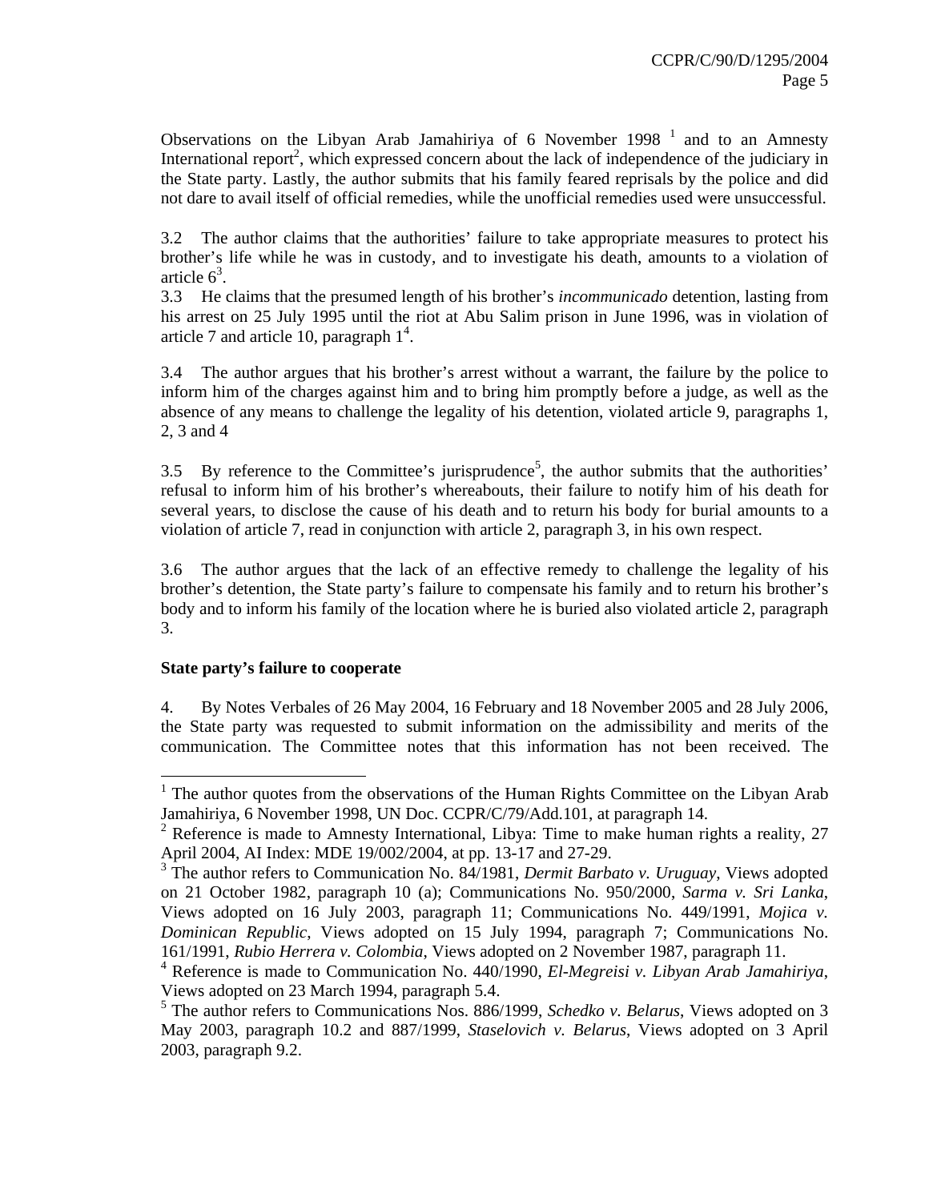Observations on the Libyan Arab Jamahiriya of 6 November 1998 [1] and to an Amnesty International report[2], which expressed concern about the lack of independence of the judiciary in the State party. Lastly, the author submits that his family feared reprisals by the police and did not dare to avail itself of official remedies, while the unofficial remedies used were unsuccessful.

3.2 The author claims that the authorities' failure to take appropriate measures to protect his brother's life while he was in custody, and to investigate his death, amounts to a violation of article 6[3].

3.3 He claims that the presumed length of his brother's *incommunicado* detention, lasting from his arrest on 25 July 1995 until the riot at Abu Salim prison in June 1996, was in violation of article 7 and article 10, paragraph 1[4].

3.4 The author argues that his brother's arrest without a warrant, the failure by the police to inform him of the charges against him and to bring him promptly before a judge, as well as the absence of any means to challenge the legality of his detention, violated article 9, paragraphs 1, 2, 3 and 4

3.5 By reference to the Committee's jurisprudence[5], the author submits that the authorities' refusal to inform him of his brother's whereabouts, their failure to notify him of his death for several years, to disclose the cause of his death and to return his body for burial amounts to a violation of article 7, read in conjunction with article 2, paragraph 3, in his own respect.

3.6 The author argues that the lack of an effective remedy to challenge the legality of his brother's detention, the State party's failure to compensate his family and to return his brother's body and to inform his family of the location where he is buried also violated article 2, paragraph 3.

**State party's failure to cooperate**

4. By Notes Verbales of 26 May 2004, 16 February and 18 November 2005 and 28 July 2006, the State party was requested to submit information on the admissibility and merits of the communication. The Committee notes that this information has not been received. The

---

[1] The author quotes from the observations of the Human Rights Committee on the Libyan Arab Jamahiriya, 6 November 1998, UN Doc. CCPR/C/79/Add.101, at paragraph 14.

[2] Reference is made to Amnesty International, Libya: Time to make human rights a reality, 27 April 2004, AI Index: MDE 19/002/2004, at pp. 13-17 and 27-29.

[3] The author refers to Communication No. 84/1981, *Dermit Barbato v. Uruguay*, Views adopted on 21 October 1982, paragraph 10 (a); Communications No. 950/2000, *Sarma v. Sri Lanka*, Views adopted on 16 July 2003, paragraph 11; Communications No. 449/1991, *Mojica v. Dominican Republic*, Views adopted on 15 July 1994, paragraph 7; Communications No. 161/1991, *Rubio Herrera v. Colombia*, Views adopted on 2 November 1987, paragraph 11.

[4] Reference is made to Communication No. 440/1990, *El-Megreisi v. Libyan Arab Jamahiriya*, Views adopted on 23 March 1994, paragraph 5.4.

[5] The author refers to Communications Nos. 886/1999, *Schedko v. Belarus*, Views adopted on 3 May 2003, paragraph 10.2 and 887/1999, *Staselovich v. Belarus*, Views adopted on 3 April 2003, paragraph 9.2.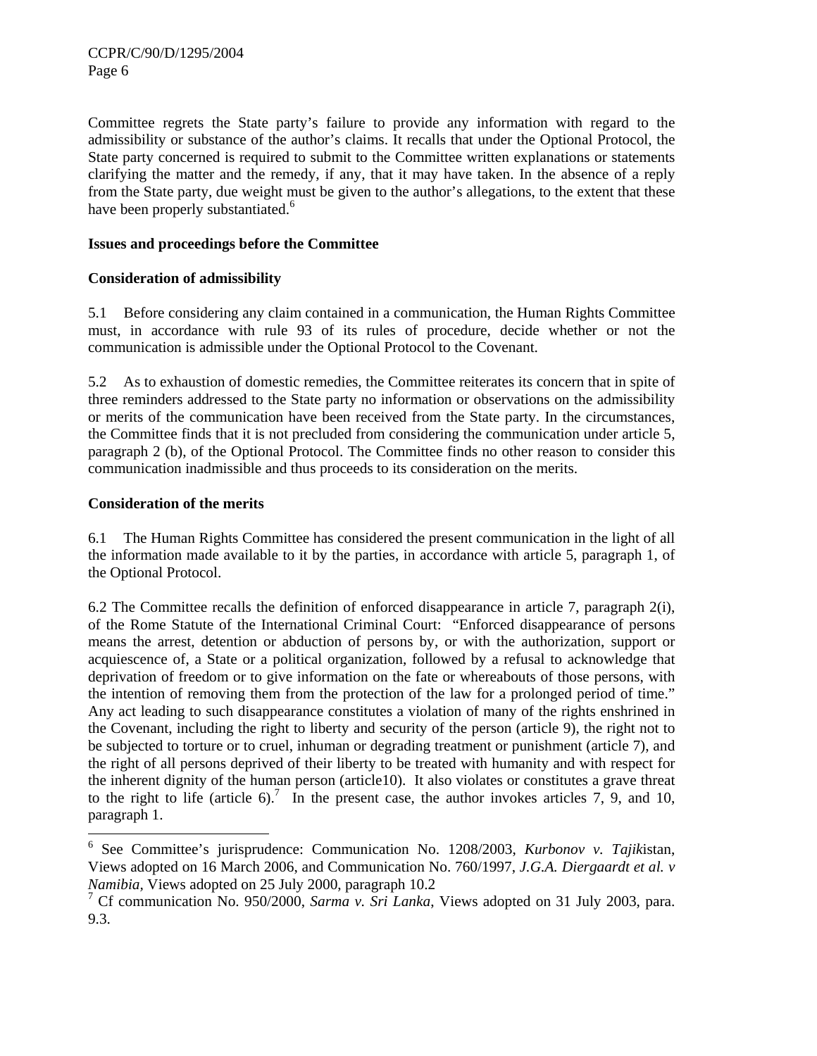Committee regrets the State party's failure to provide any information with regard to the admissibility or substance of the author's claims. It recalls that under the Optional Protocol, the State party concerned is required to submit to the Committee written explanations or statements clarifying the matter and the remedy, if any, that it may have taken. In the absence of a reply from the State party, due weight must be given to the author's allegations, to the extent that these have been properly substantiated.[6]

**Issues and proceedings before the Committee**

**Consideration of admissibility**

5.1 Before considering any claim contained in a communication, the Human Rights Committee must, in accordance with rule 93 of its rules of procedure, decide whether or not the communication is admissible under the Optional Protocol to the Covenant.

5.2 As to exhaustion of domestic remedies, the Committee reiterates its concern that in spite of three reminders addressed to the State party no information or observations on the admissibility or merits of the communication have been received from the State party. In the circumstances, the Committee finds that it is not precluded from considering the communication under article 5, paragraph 2 (b), of the Optional Protocol. The Committee finds no other reason to consider this communication inadmissible and thus proceeds to its consideration on the merits.

**Consideration of the merits**

6.1 The Human Rights Committee has considered the present communication in the light of all the information made available to it by the parties, in accordance with article 5, paragraph 1, of the Optional Protocol.

6.2 The Committee recalls the definition of enforced disappearance in article 7, paragraph 2(i), of the Rome Statute of the International Criminal Court: "Enforced disappearance of persons means the arrest, detention or abduction of persons by, or with the authorization, support or acquiescence of, a State or a political organization, followed by a refusal to acknowledge that deprivation of freedom or to give information on the fate or whereabouts of those persons, with the intention of removing them from the protection of the law for a prolonged period of time." Any act leading to such disappearance constitutes a violation of many of the rights enshrined in the Covenant, including the right to liberty and security of the person (article 9), the right not to be subjected to torture or to cruel, inhuman or degrading treatment or punishment (article 7), and the right of all persons deprived of their liberty to be treated with humanity and with respect for the inherent dignity of the human person (article10). It also violates or constitutes a grave threat to the right to life (article 6).[7] In the present case, the author invokes articles 7, 9, and 10, paragraph 1.

---

[6] See Committee's jurisprudence: Communication No. 1208/2003, *Kurbonov v. Tajik*istan, Views adopted on 16 March 2006, and Communication No. 760/1997, *J.G.A. Diergaardt et al. v Namibia*, Views adopted on 25 July 2000, paragraph 10.2

[7] Cf communication No. 950/2000, *Sarma v. Sri Lanka*, Views adopted on 31 July 2003, para. 9.3.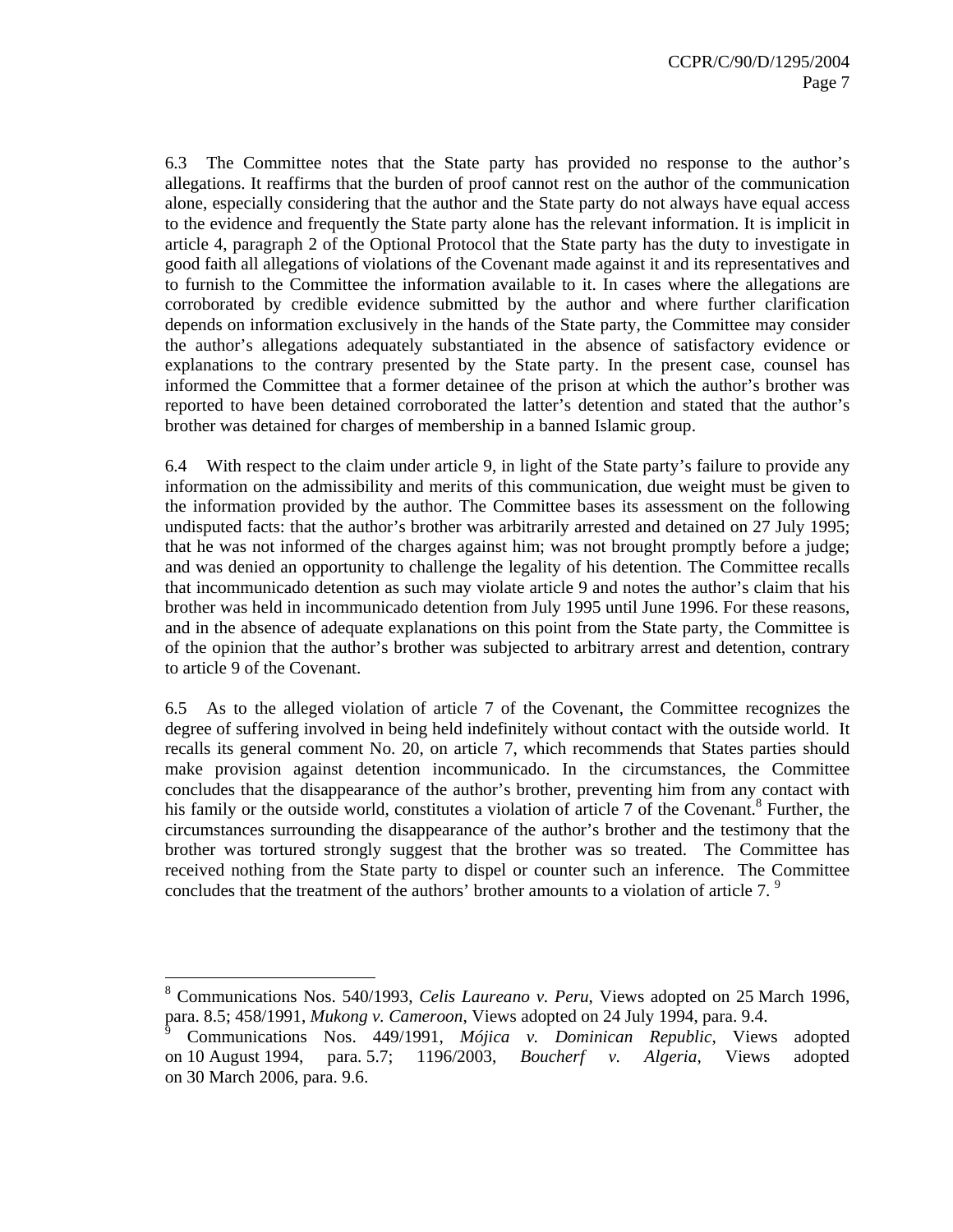6.3 The Committee notes that the State party has provided no response to the author's allegations. It reaffirms that the burden of proof cannot rest on the author of the communication alone, especially considering that the author and the State party do not always have equal access to the evidence and frequently the State party alone has the relevant information. It is implicit in article 4, paragraph 2 of the Optional Protocol that the State party has the duty to investigate in good faith all allegations of violations of the Covenant made against it and its representatives and to furnish to the Committee the information available to it. In cases where the allegations are corroborated by credible evidence submitted by the author and where further clarification depends on information exclusively in the hands of the State party, the Committee may consider the author's allegations adequately substantiated in the absence of satisfactory evidence or explanations to the contrary presented by the State party. In the present case, counsel has informed the Committee that a former detainee of the prison at which the author's brother was reported to have been detained corroborated the latter's detention and stated that the author's brother was detained for charges of membership in a banned Islamic group.

6.4 With respect to the claim under article 9, in light of the State party's failure to provide any information on the admissibility and merits of this communication, due weight must be given to the information provided by the author. The Committee bases its assessment on the following undisputed facts: that the author's brother was arbitrarily arrested and detained on 27 July 1995; that he was not informed of the charges against him; was not brought promptly before a judge; and was denied an opportunity to challenge the legality of his detention. The Committee recalls that incommunicado detention as such may violate article 9 and notes the author's claim that his brother was held in incommunicado detention from July 1995 until June 1996. For these reasons, and in the absence of adequate explanations on this point from the State party, the Committee is of the opinion that the author's brother was subjected to arbitrary arrest and detention, contrary to article 9 of the Covenant.

6.5 As to the alleged violation of article 7 of the Covenant, the Committee recognizes the degree of suffering involved in being held indefinitely without contact with the outside world. It recalls its general comment No. 20, on article 7, which recommends that States parties should make provision against detention incommunicado. In the circumstances, the Committee concludes that the disappearance of the author's brother, preventing him from any contact with his family or the outside world, constitutes a violation of article 7 of the Covenant.[8] Further, the circumstances surrounding the disappearance of the author's brother and the testimony that the brother was tortured strongly suggest that the brother was so treated. The Committee has received nothing from the State party to dispel or counter such an inference. The Committee concludes that the treatment of the authors' brother amounts to a violation of article 7.[9]

---

[8] Communications Nos. 540/1993, *Celis Laureano v. Peru*, Views adopted on 25 March 1996, para. 8.5; 458/1991, *Mukong v. Cameroon*, Views adopted on 24 July 1994, para. 9.4.

[9] Communications Nos. 449/1991, *Mójica v. Dominican Republic*, Views adopted on 10 August 1994, para. 5.7; 1196/2003, *Boucherf v. Algeria*, Views adopted on 30 March 2006, para. 9.6.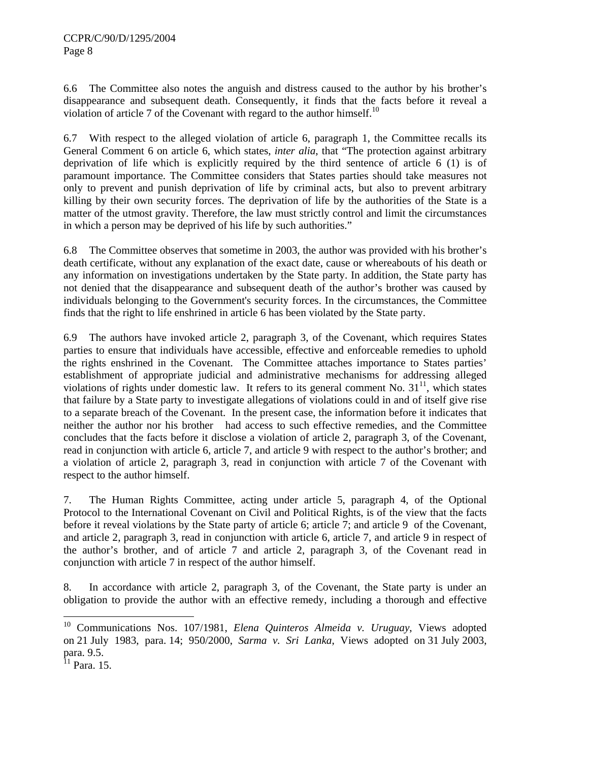6.6 The Committee also notes the anguish and distress caused to the author by his brother's disappearance and subsequent death. Consequently, it finds that the facts before it reveal a violation of article 7 of the Covenant with regard to the author himself.[10]

6.7 With respect to the alleged violation of article 6, paragraph 1, the Committee recalls its General Comment 6 on article 6, which states, *inter alia*, that "The protection against arbitrary deprivation of life which is explicitly required by the third sentence of article 6 (1) is of paramount importance. The Committee considers that States parties should take measures not only to prevent and punish deprivation of life by criminal acts, but also to prevent arbitrary killing by their own security forces. The deprivation of life by the authorities of the State is a matter of the utmost gravity. Therefore, the law must strictly control and limit the circumstances in which a person may be deprived of his life by such authorities."

6.8 The Committee observes that sometime in 2003, the author was provided with his brother's death certificate, without any explanation of the exact date, cause or whereabouts of his death or any information on investigations undertaken by the State party. In addition, the State party has not denied that the disappearance and subsequent death of the author's brother was caused by individuals belonging to the Government's security forces. In the circumstances, the Committee finds that the right to life enshrined in article 6 has been violated by the State party.

6.9 The authors have invoked article 2, paragraph 3, of the Covenant, which requires States parties to ensure that individuals have accessible, effective and enforceable remedies to uphold the rights enshrined in the Covenant. The Committee attaches importance to States parties' establishment of appropriate judicial and administrative mechanisms for addressing alleged violations of rights under domestic law. It refers to its general comment No. 31[11], which states that failure by a State party to investigate allegations of violations could in and of itself give rise to a separate breach of the Covenant. In the present case, the information before it indicates that neither the author nor his brother had access to such effective remedies, and the Committee concludes that the facts before it disclose a violation of article 2, paragraph 3, of the Covenant, read in conjunction with article 6, article 7, and article 9 with respect to the author's brother; and a violation of article 2, paragraph 3, read in conjunction with article 7 of the Covenant with respect to the author himself.

7. The Human Rights Committee, acting under article 5, paragraph 4, of the Optional Protocol to the International Covenant on Civil and Political Rights, is of the view that the facts before it reveal violations by the State party of article 6; article 7; and article 9 of the Covenant, and article 2, paragraph 3, read in conjunction with article 6, article 7, and article 9 in respect of the author's brother, and of article 7 and article 2, paragraph 3, of the Covenant read in conjunction with article 7 in respect of the author himself.

8. In accordance with article 2, paragraph 3, of the Covenant, the State party is under an obligation to provide the author with an effective remedy, including a thorough and effective

---

[10] Communications Nos. 107/1981, *Elena Quinteros Almeida v. Uruguay*, Views adopted on 21 July 1983, para. 14; 950/2000, *Sarma v. Sri Lanka*, Views adopted on 31 July 2003, para. 9.5.

[11] Para. 15.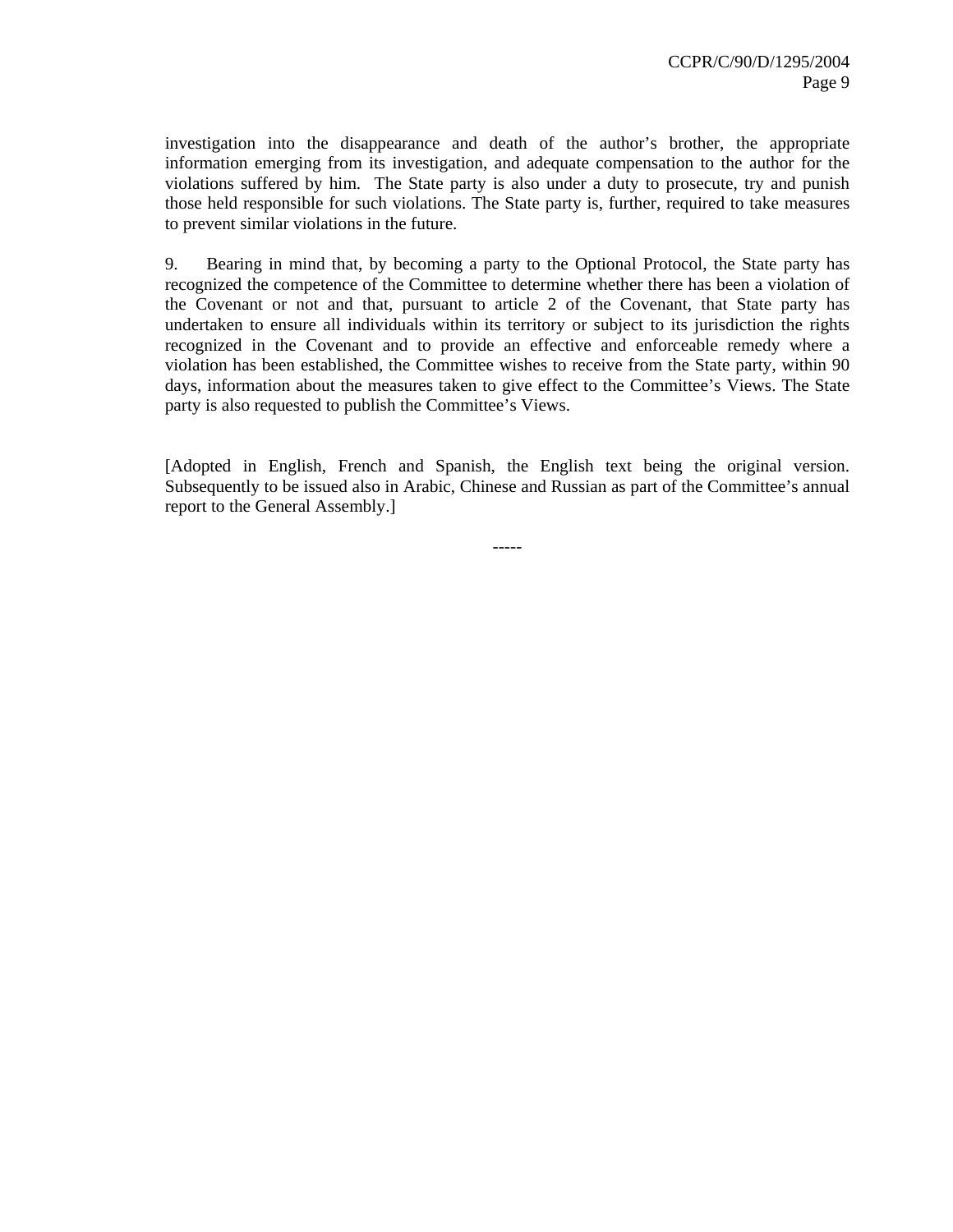investigation into the disappearance and death of the author's brother, the appropriate information emerging from its investigation, and adequate compensation to the author for the violations suffered by him. The State party is also under a duty to prosecute, try and punish those held responsible for such violations. The State party is, further, required to take measures to prevent similar violations in the future.

9. Bearing in mind that, by becoming a party to the Optional Protocol, the State party has recognized the competence of the Committee to determine whether there has been a violation of the Covenant or not and that, pursuant to article 2 of the Covenant, that State party has undertaken to ensure all individuals within its territory or subject to its jurisdiction the rights recognized in the Covenant and to provide an effective and enforceable remedy where a violation has been established, the Committee wishes to receive from the State party, within 90 days, information about the measures taken to give effect to the Committee's Views. The State party is also requested to publish the Committee's Views.

[Adopted in English, French and Spanish, the English text being the original version. Subsequently to be issued also in Arabic, Chinese and Russian as part of the Committee's annual report to the General Assembly.]

-----